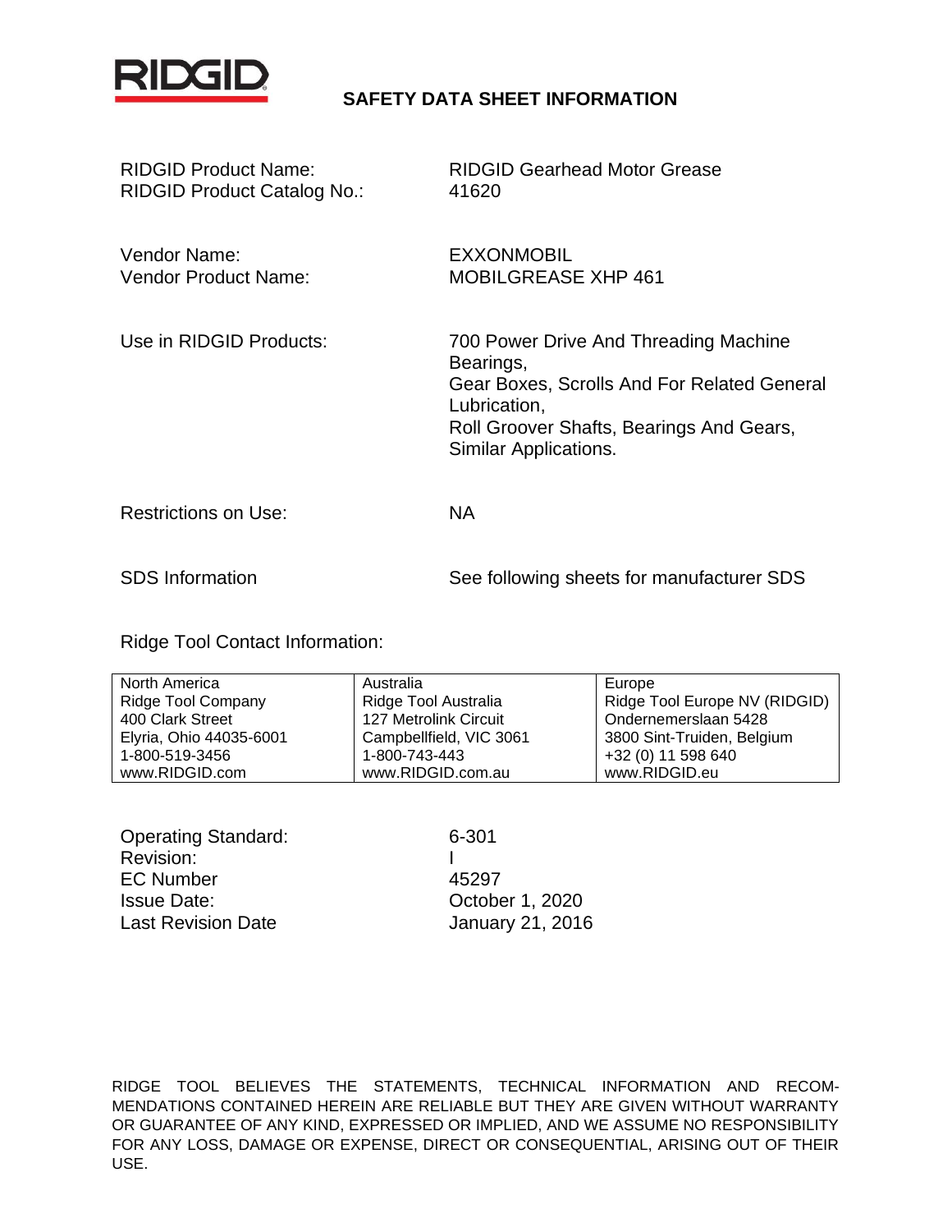RIDGID

# SAFETY DATA SHEET INFORMATION

| | |
|---|---|
| RIDGID Product Name: | RIDGID Gearhead Motor Grease |
| RIDGID Product Catalog No.: | 41620 |
| Vendor Name: | EXXONMOBIL |
| Vendor Product Name: | MOBILGREASE XHP 461 |
| Use in RIDGID Products: | 700 Power Drive And Threading Machine Bearings,<br>Gear Boxes, Scrolls And For Related General Lubrication,<br>Roll Groover Shafts, Bearings And Gears,<br>Similar Applications. |
| Restrictions on Use: | NA |
| SDS Information | See following sheets for manufacturer SDS |

Ridge Tool Contact Information:

| North America | Australia | Europe |
|---|---|---|
| Ridge Tool Company | Ridge Tool Australia | Ridge Tool Europe NV (RIDGID) |
| 400 Clark Street | 127 Metrolink Circuit | Ondernemerslaan 5428 |
| Elyria, Ohio 44035-6001 | Campbellfield, VIC 3061 | 3800 Sint-Truiden, Belgium |
| 1-800-519-3456 | 1-800-743-443 | +32 (0) 11 598 640 |
| www.RIDGID.com | www.RIDGID.com.au | www.RIDGID.eu |

| | |
|---|---|
| Operating Standard: | 6-301 |
| Revision: | I |
| EC Number | 45297 |
| Issue Date: | October 1, 2020 |
| Last Revision Date | January 21, 2016 |

RIDGE TOOL BELIEVES THE STATEMENTS, TECHNICAL INFORMATION AND RECOMMENDATIONS CONTAINED HEREIN ARE RELIABLE BUT THEY ARE GIVEN WITHOUT WARRANTY OR GUARANTEE OF ANY KIND, EXPRESSED OR IMPLIED, AND WE ASSUME NO RESPONSIBILITY FOR ANY LOSS, DAMAGE OR EXPENSE, DIRECT OR CONSEQUENTIAL, ARISING OUT OF THEIR USE.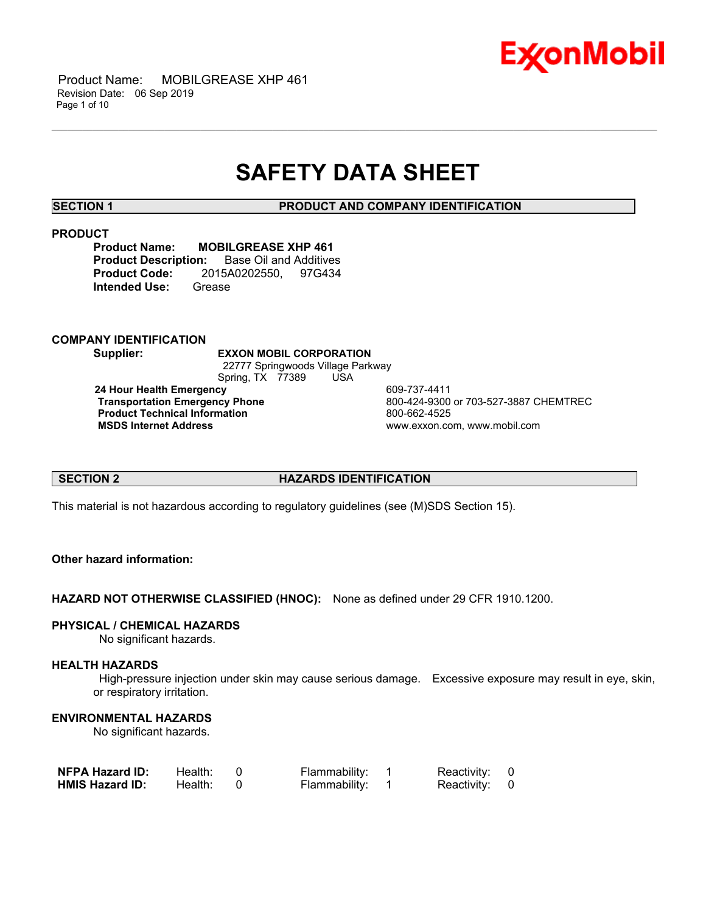# SAFETY DATA SHEET

## SECTION 1 PRODUCT AND COMPANY IDENTIFICATION

### PRODUCT

**Product Name:** **MOBILGREASE XHP 461**
**Product Description:** Base Oil and Additives
**Product Code:** 2015A0202550, 97G434
**Intended Use:** Grease

### COMPANY IDENTIFICATION

**Supplier:** **EXXON MOBIL CORPORATION**
22777 Springwoods Village Parkway
Spring, TX 77389 USA

| | |
|---|---|
| **24 Hour Health Emergency** | 609-737-4411 |
| **Transportation Emergency Phone** | 800-424-9300 or 703-527-3887 CHEMTREC |
| **Product Technical Information** | 800-662-4525 |
| **MSDS Internet Address** | www.exxon.com, www.mobil.com |

## SECTION 2 HAZARDS IDENTIFICATION

This material is not hazardous according to regulatory guidelines (see (M)SDS Section 15).

**Other hazard information:**

**HAZARD NOT OTHERWISE CLASSIFIED (HNOC):** None as defined under 29 CFR 1910.1200.

### PHYSICAL / CHEMICAL HAZARDS

No significant hazards.

### HEALTH HAZARDS

High-pressure injection under skin may cause serious damage. Excessive exposure may result in eye, skin, or respiratory irritation.

### ENVIRONMENTAL HAZARDS

No significant hazards.

| | | | | | | |
|---|---|---|---|---|---|---|
| **NFPA Hazard ID:** | Health: | 0 | Flammability: | 1 | Reactivity: | 0 |
| **HMIS Hazard ID:** | Health: | 0 | Flammability: | 1 | Reactivity: | 0 |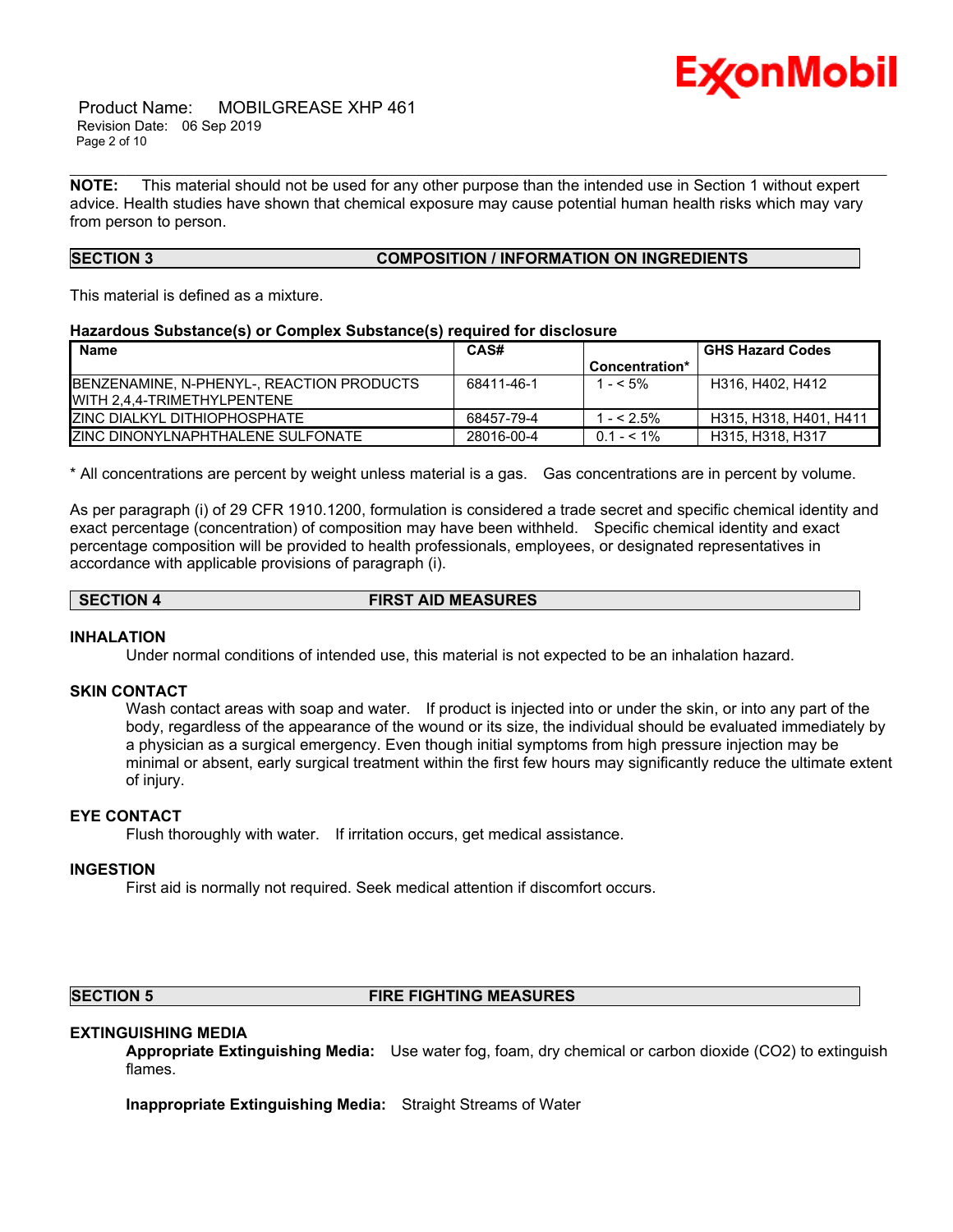**NOTE:** This material should not be used for any other purpose than the intended use in Section 1 without expert advice. Health studies have shown that chemical exposure may cause potential human health risks which may vary from person to person.

## SECTION 3 COMPOSITION / INFORMATION ON INGREDIENTS

This material is defined as a mixture.

**Hazardous Substance(s) or Complex Substance(s) required for disclosure**

| Name | CAS# | Concentration* | GHS Hazard Codes |
|---|---|---|---|
| BENZENAMINE, N-PHENYL-, REACTION PRODUCTS WITH 2,4,4-TRIMETHYLPENTENE | 68411-46-1 | 1 - < 5% | H316, H402, H412 |
| ZINC DIALKYL DITHIOPHOSPHATE | 68457-79-4 | 1 - < 2.5% | H315, H318, H401, H411 |
| ZINC DINONYLNAPHTHALENE SULFONATE | 28016-00-4 | 0.1 - < 1% | H315, H318, H317 |

* All concentrations are percent by weight unless material is a gas. Gas concentrations are in percent by volume.

As per paragraph (i) of 29 CFR 1910.1200, formulation is considered a trade secret and specific chemical identity and exact percentage (concentration) of composition may have been withheld. Specific chemical identity and exact percentage composition will be provided to health professionals, employees, or designated representatives in accordance with applicable provisions of paragraph (i).

## SECTION 4 FIRST AID MEASURES

### INHALATION

Under normal conditions of intended use, this material is not expected to be an inhalation hazard.

### SKIN CONTACT

Wash contact areas with soap and water. If product is injected into or under the skin, or into any part of the body, regardless of the appearance of the wound or its size, the individual should be evaluated immediately by a physician as a surgical emergency. Even though initial symptoms from high pressure injection may be minimal or absent, early surgical treatment within the first few hours may significantly reduce the ultimate extent of injury.

### EYE CONTACT

Flush thoroughly with water. If irritation occurs, get medical assistance.

### INGESTION

First aid is normally not required. Seek medical attention if discomfort occurs.

## SECTION 5 FIRE FIGHTING MEASURES

### EXTINGUISHING MEDIA

**Appropriate Extinguishing Media:** Use water fog, foam, dry chemical or carbon dioxide ($CO_2$) to extinguish flames.

**Inappropriate Extinguishing Media:** Straight Streams of Water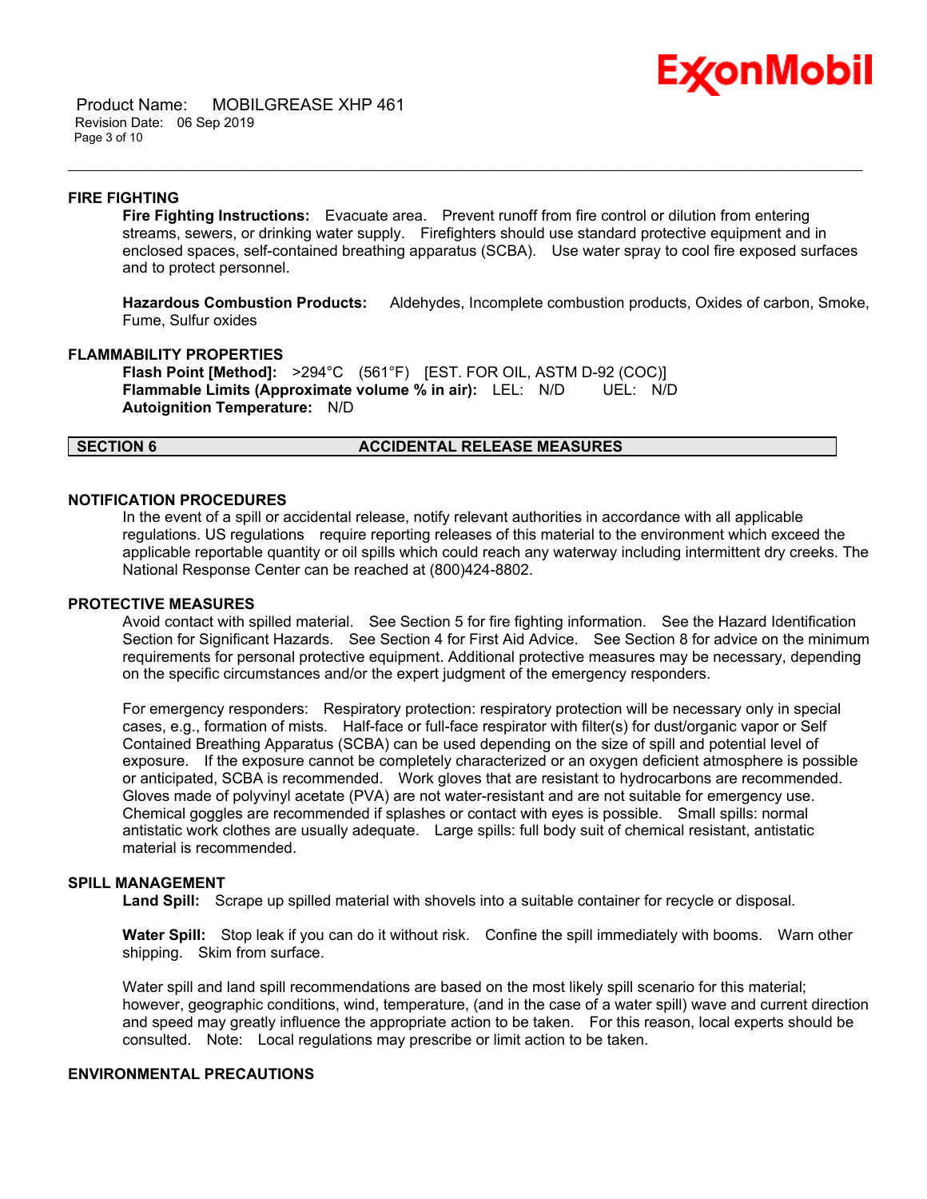### FIRE FIGHTING

**Fire Fighting Instructions:** Evacuate area. Prevent runoff from fire control or dilution from entering streams, sewers, or drinking water supply. Firefighters should use standard protective equipment and in enclosed spaces, self-contained breathing apparatus (SCBA). Use water spray to cool fire exposed surfaces and to protect personnel.

**Hazardous Combustion Products:** Aldehydes, Incomplete combustion products, Oxides of carbon, Smoke, Fume, Sulfur oxides

### FLAMMABILITY PROPERTIES

**Flash Point [Method]:** >294°C (561°F) [EST. FOR OIL, ASTM D-92 (COC)]
**Flammable Limits (Approximate volume % in air):** LEL: N/D UEL: N/D
**Autoignition Temperature:** N/D

## SECTION 6 ACCIDENTAL RELEASE MEASURES

### NOTIFICATION PROCEDURES

In the event of a spill or accidental release, notify relevant authorities in accordance with all applicable regulations. US regulations require reporting releases of this material to the environment which exceed the applicable reportable quantity or oil spills which could reach any waterway including intermittent dry creeks. The National Response Center can be reached at (800)424-8802.

### PROTECTIVE MEASURES

Avoid contact with spilled material. See Section 5 for fire fighting information. See the Hazard Identification Section for Significant Hazards. See Section 4 for First Aid Advice. See Section 8 for advice on the minimum requirements for personal protective equipment. Additional protective measures may be necessary, depending on the specific circumstances and/or the expert judgment of the emergency responders.

For emergency responders: Respiratory protection: respiratory protection will be necessary only in special cases, e.g., formation of mists. Half-face or full-face respirator with filter(s) for dust/organic vapor or Self Contained Breathing Apparatus (SCBA) can be used depending on the size of spill and potential level of exposure. If the exposure cannot be completely characterized or an oxygen deficient atmosphere is possible or anticipated, SCBA is recommended. Work gloves that are resistant to hydrocarbons are recommended. Gloves made of polyvinyl acetate (PVA) are not water-resistant and are not suitable for emergency use. Chemical goggles are recommended if splashes or contact with eyes is possible. Small spills: normal antistatic work clothes are usually adequate. Large spills: full body suit of chemical resistant, antistatic material is recommended.

### SPILL MANAGEMENT

**Land Spill:** Scrape up spilled material with shovels into a suitable container for recycle or disposal.

**Water Spill:** Stop leak if you can do it without risk. Confine the spill immediately with booms. Warn other shipping. Skim from surface.

Water spill and land spill recommendations are based on the most likely spill scenario for this material; however, geographic conditions, wind, temperature, (and in the case of a water spill) wave and current direction and speed may greatly influence the appropriate action to be taken. For this reason, local experts should be consulted. Note: Local regulations may prescribe or limit action to be taken.

### ENVIRONMENTAL PRECAUTIONS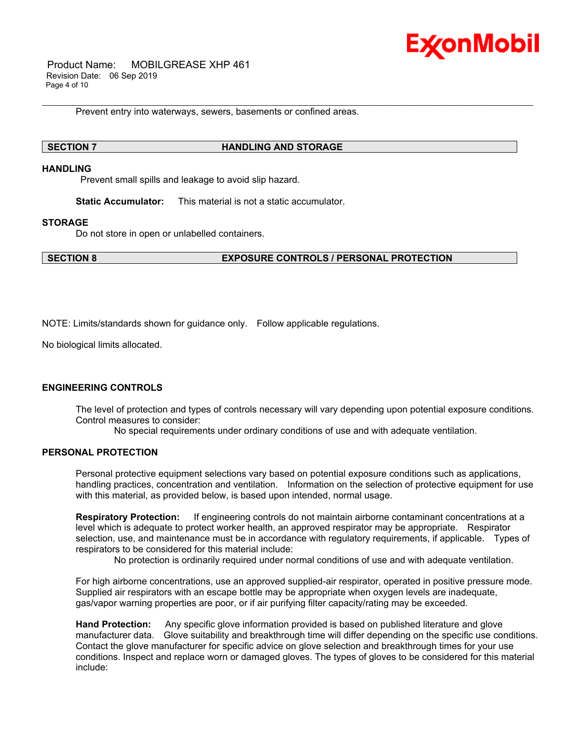Prevent entry into waterways, sewers, basements or confined areas.

## SECTION 7 HANDLING AND STORAGE

### HANDLING

Prevent small spills and leakage to avoid slip hazard.

**Static Accumulator:** This material is not a static accumulator.

### STORAGE

Do not store in open or unlabelled containers.

## SECTION 8 EXPOSURE CONTROLS / PERSONAL PROTECTION

NOTE: Limits/standards shown for guidance only. Follow applicable regulations.

No biological limits allocated.

### ENGINEERING CONTROLS

The level of protection and types of controls necessary will vary depending upon potential exposure conditions. Control measures to consider:

No special requirements under ordinary conditions of use and with adequate ventilation.

### PERSONAL PROTECTION

Personal protective equipment selections vary based on potential exposure conditions such as applications, handling practices, concentration and ventilation. Information on the selection of protective equipment for use with this material, as provided below, is based upon intended, normal usage.

**Respiratory Protection:** If engineering controls do not maintain airborne contaminant concentrations at a level which is adequate to protect worker health, an approved respirator may be appropriate. Respirator selection, use, and maintenance must be in accordance with regulatory requirements, if applicable. Types of respirators to be considered for this material include:

No protection is ordinarily required under normal conditions of use and with adequate ventilation.

For high airborne concentrations, use an approved supplied-air respirator, operated in positive pressure mode. Supplied air respirators with an escape bottle may be appropriate when oxygen levels are inadequate, gas/vapor warning properties are poor, or if air purifying filter capacity/rating may be exceeded.

**Hand Protection:** Any specific glove information provided is based on published literature and glove manufacturer data. Glove suitability and breakthrough time will differ depending on the specific use conditions. Contact the glove manufacturer for specific advice on glove selection and breakthrough times for your use conditions. Inspect and replace worn or damaged gloves. The types of gloves to be considered for this material include: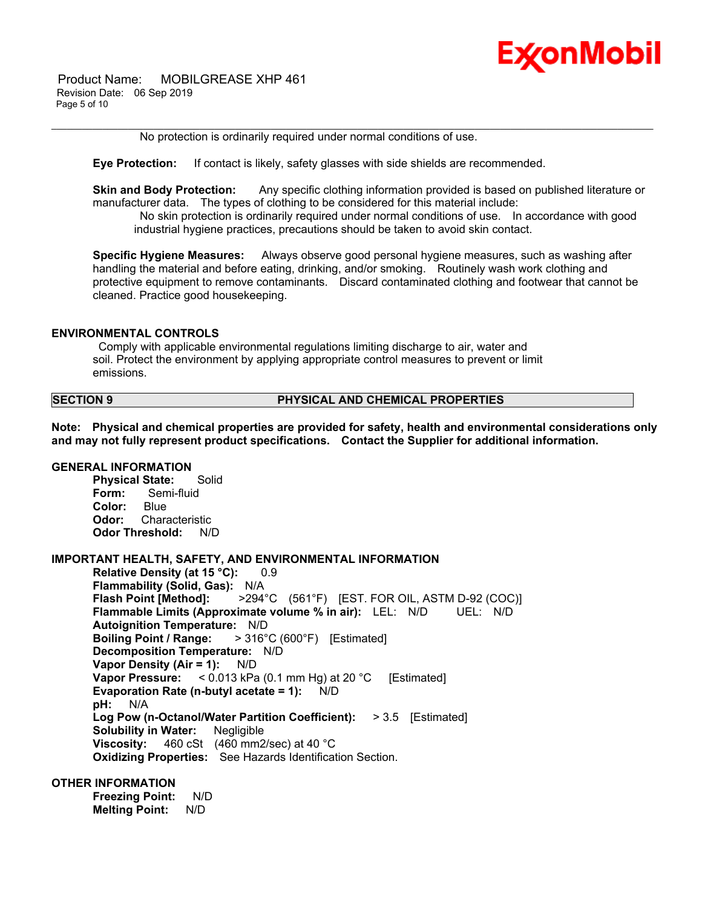No protection is ordinarily required under normal conditions of use.

**Eye Protection:** If contact is likely, safety glasses with side shields are recommended.

**Skin and Body Protection:** Any specific clothing information provided is based on published literature or manufacturer data. The types of clothing to be considered for this material include:

No skin protection is ordinarily required under normal conditions of use. In accordance with good industrial hygiene practices, precautions should be taken to avoid skin contact.

**Specific Hygiene Measures:** Always observe good personal hygiene measures, such as washing after handling the material and before eating, drinking, and/or smoking. Routinely wash work clothing and protective equipment to remove contaminants. Discard contaminated clothing and footwear that cannot be cleaned. Practice good housekeeping.

### ENVIRONMENTAL CONTROLS

Comply with applicable environmental regulations limiting discharge to air, water and soil. Protect the environment by applying appropriate control measures to prevent or limit emissions.

## SECTION 9 PHYSICAL AND CHEMICAL PROPERTIES

**Note: Physical and chemical properties are provided for safety, health and environmental considerations only and may not fully represent product specifications. Contact the Supplier for additional information.**

### GENERAL INFORMATION

**Physical State:** Solid
**Form:** Semi-fluid
**Color:** Blue
**Odor:** Characteristic
**Odor Threshold:** N/D

### IMPORTANT HEALTH, SAFETY, AND ENVIRONMENTAL INFORMATION

**Relative Density (at 15 °C):** 0.9
**Flammability (Solid, Gas):** N/A
**Flash Point [Method]:** >294°C (561°F) [EST. FOR OIL, ASTM D-92 (COC)]
**Flammable Limits (Approximate volume % in air):** LEL: N/D UEL: N/D
**Autoignition Temperature:** N/D
**Boiling Point / Range:** > 316°C (600°F) [Estimated]
**Decomposition Temperature:** N/D
**Vapor Density (Air = 1):** N/D
**Vapor Pressure:** < 0.013 kPa (0.1 mm Hg) at 20 °C [Estimated]
**Evaporation Rate (n-butyl acetate = 1):** N/D
**pH:** N/A
**Log Pow (n-Octanol/Water Partition Coefficient):** > 3.5 [Estimated]
**Solubility in Water:** Negligible
**Viscosity:** 460 cSt (460 mm2/sec) at 40 °C
**Oxidizing Properties:** See Hazards Identification Section.

### OTHER INFORMATION

**Freezing Point:** N/D
**Melting Point:** N/D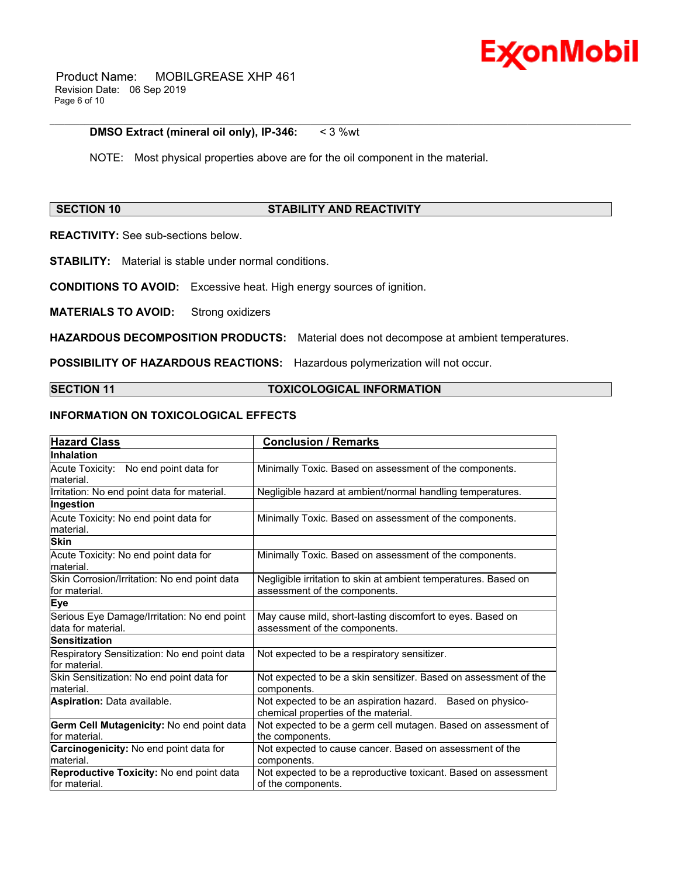**DMSO Extract (mineral oil only), IP-346:** < 3 %wt

NOTE: Most physical properties above are for the oil component in the material.

## SECTION 10 STABILITY AND REACTIVITY

**REACTIVITY:** See sub-sections below.

**STABILITY:** Material is stable under normal conditions.

**CONDITIONS TO AVOID:** Excessive heat. High energy sources of ignition.

**MATERIALS TO AVOID:** Strong oxidizers

**HAZARDOUS DECOMPOSITION PRODUCTS:** Material does not decompose at ambient temperatures.

**POSSIBILITY OF HAZARDOUS REACTIONS:** Hazardous polymerization will not occur.

## SECTION 11 TOXICOLOGICAL INFORMATION

### INFORMATION ON TOXICOLOGICAL EFFECTS

| Hazard Class | Conclusion / Remarks |
|---|---|
| **Inhalation** | |
| Acute Toxicity: No end point data for material. | Minimally Toxic. Based on assessment of the components. |
| Irritation: No end point data for material. | Negligible hazard at ambient/normal handling temperatures. |
| **Ingestion** | |
| Acute Toxicity: No end point data for material. | Minimally Toxic. Based on assessment of the components. |
| **Skin** | |
| Acute Toxicity: No end point data for material. | Minimally Toxic. Based on assessment of the components. |
| Skin Corrosion/Irritation: No end point data for material. | Negligible irritation to skin at ambient temperatures. Based on assessment of the components. |
| **Eye** | |
| Serious Eye Damage/Irritation: No end point data for material. | May cause mild, short-lasting discomfort to eyes. Based on assessment of the components. |
| **Sensitization** | |
| Respiratory Sensitization: No end point data for material. | Not expected to be a respiratory sensitizer. |
| Skin Sensitization: No end point data for material. | Not expected to be a skin sensitizer. Based on assessment of the components. |
| **Aspiration:** Data available. | Not expected to be an aspiration hazard. Based on physico-chemical properties of the material. |
| **Germ Cell Mutagenicity:** No end point data for material. | Not expected to be a germ cell mutagen. Based on assessment of the components. |
| **Carcinogenicity:** No end point data for material. | Not expected to cause cancer. Based on assessment of the components. |
| **Reproductive Toxicity:** No end point data for material. | Not expected to be a reproductive toxicant. Based on assessment of the components. |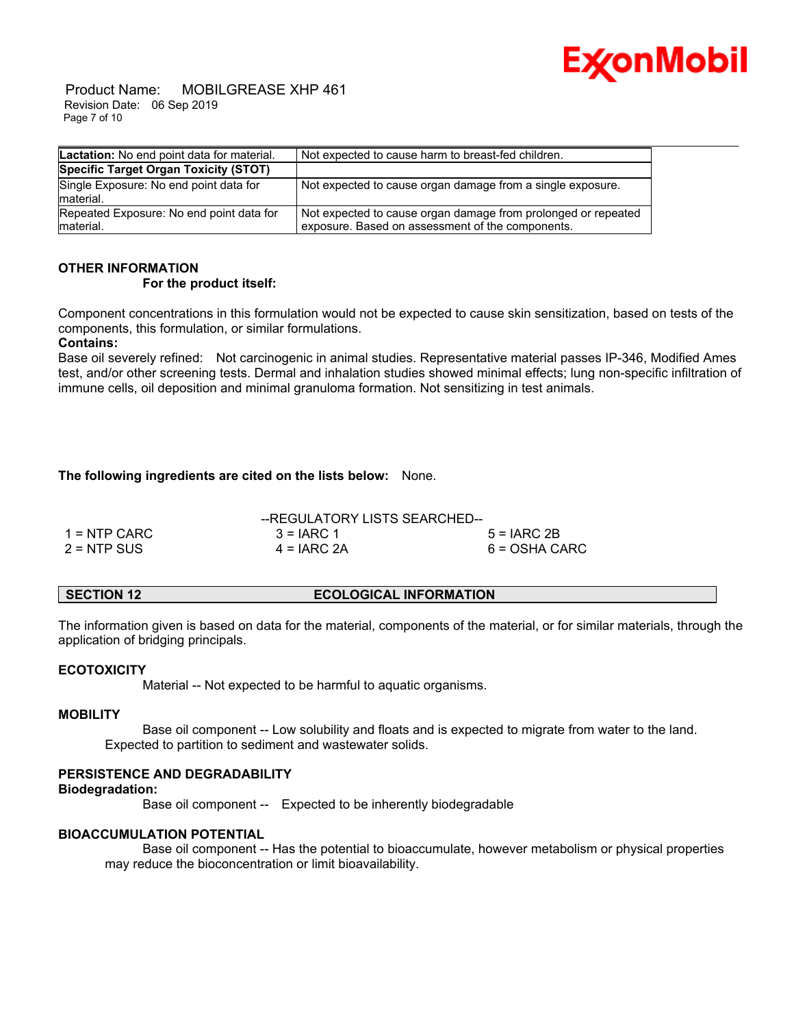| Lactation: No end point data for material. | Not expected to cause harm to breast-fed children. |
| --- | --- |
| **Specific Target Organ Toxicity (STOT)** | |
| Single Exposure: No end point data for material. | Not expected to cause organ damage from a single exposure. |
| Repeated Exposure: No end point data for material. | Not expected to cause organ damage from prolonged or repeated exposure. Based on assessment of the components. |

**OTHER INFORMATION**

**For the product itself:**

Component concentrations in this formulation would not be expected to cause skin sensitization, based on tests of the components, this formulation, or similar formulations.

**Contains:**

Base oil severely refined: Not carcinogenic in animal studies. Representative material passes IP-346, Modified Ames test, and/or other screening tests. Dermal and inhalation studies showed minimal effects; lung non-specific infiltration of immune cells, oil deposition and minimal granuloma formation. Not sensitizing in test animals.

**The following ingredients are cited on the lists below:** None.

--REGULATORY LISTS SEARCHED--

| | | |
| --- | --- | --- |
| 1 = NTP CARC | 3 = IARC 1 | 5 = IARC 2B |
| 2 = NTP SUS | 4 = IARC 2A | 6 = OSHA CARC |

## SECTION 12 ECOLOGICAL INFORMATION

The information given is based on data for the material, components of the material, or for similar materials, through the application of bridging principals.

**ECOTOXICITY**

Material -- Not expected to be harmful to aquatic organisms.

**MOBILITY**

Base oil component -- Low solubility and floats and is expected to migrate from water to the land. Expected to partition to sediment and wastewater solids.

**PERSISTENCE AND DEGRADABILITY**

**Biodegradation:**

Base oil component -- Expected to be inherently biodegradable

**BIOACCUMULATION POTENTIAL**

Base oil component -- Has the potential to bioaccumulate, however metabolism or physical properties may reduce the bioconcentration or limit bioavailability.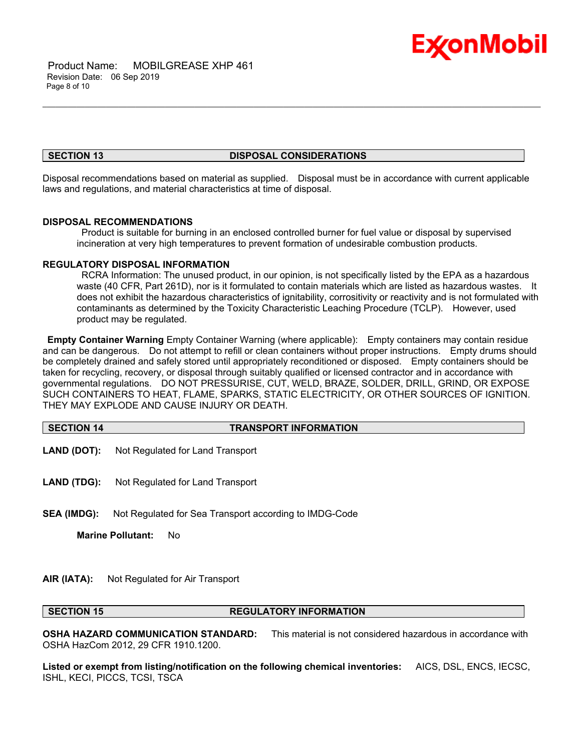## SECTION 13 DISPOSAL CONSIDERATIONS

Disposal recommendations based on material as supplied. Disposal must be in accordance with current applicable laws and regulations, and material characteristics at time of disposal.

### DISPOSAL RECOMMENDATIONS

Product is suitable for burning in an enclosed controlled burner for fuel value or disposal by supervised incineration at very high temperatures to prevent formation of undesirable combustion products.

### REGULATORY DISPOSAL INFORMATION

RCRA Information: The unused product, in our opinion, is not specifically listed by the EPA as a hazardous waste (40 CFR, Part 261D), nor is it formulated to contain materials which are listed as hazardous wastes. It does not exhibit the hazardous characteristics of ignitability, corrositivity or reactivity and is not formulated with contaminants as determined by the Toxicity Characteristic Leaching Procedure (TCLP). However, used product may be regulated.

**Empty Container Warning** Empty Container Warning (where applicable): Empty containers may contain residue and can be dangerous. Do not attempt to refill or clean containers without proper instructions. Empty drums should be completely drained and safely stored until appropriately reconditioned or disposed. Empty containers should be taken for recycling, recovery, or disposal through suitably qualified or licensed contractor and in accordance with governmental regulations. DO NOT PRESSURISE, CUT, WELD, BRAZE, SOLDER, DRILL, GRIND, OR EXPOSE SUCH CONTAINERS TO HEAT, FLAME, SPARKS, STATIC ELECTRICITY, OR OTHER SOURCES OF IGNITION. THEY MAY EXPLODE AND CAUSE INJURY OR DEATH.

## SECTION 14 TRANSPORT INFORMATION

**LAND (DOT):** Not Regulated for Land Transport

**LAND (TDG):** Not Regulated for Land Transport

**SEA (IMDG):** Not Regulated for Sea Transport according to IMDG-Code

**Marine Pollutant:** No

**AIR (IATA):** Not Regulated for Air Transport

## SECTION 15 REGULATORY INFORMATION

**OSHA HAZARD COMMUNICATION STANDARD:** This material is not considered hazardous in accordance with OSHA HazCom 2012, 29 CFR 1910.1200.

**Listed or exempt from listing/notification on the following chemical inventories:** AICS, DSL, ENCS, IECSC, ISHL, KECI, PICCS, TCSI, TSCA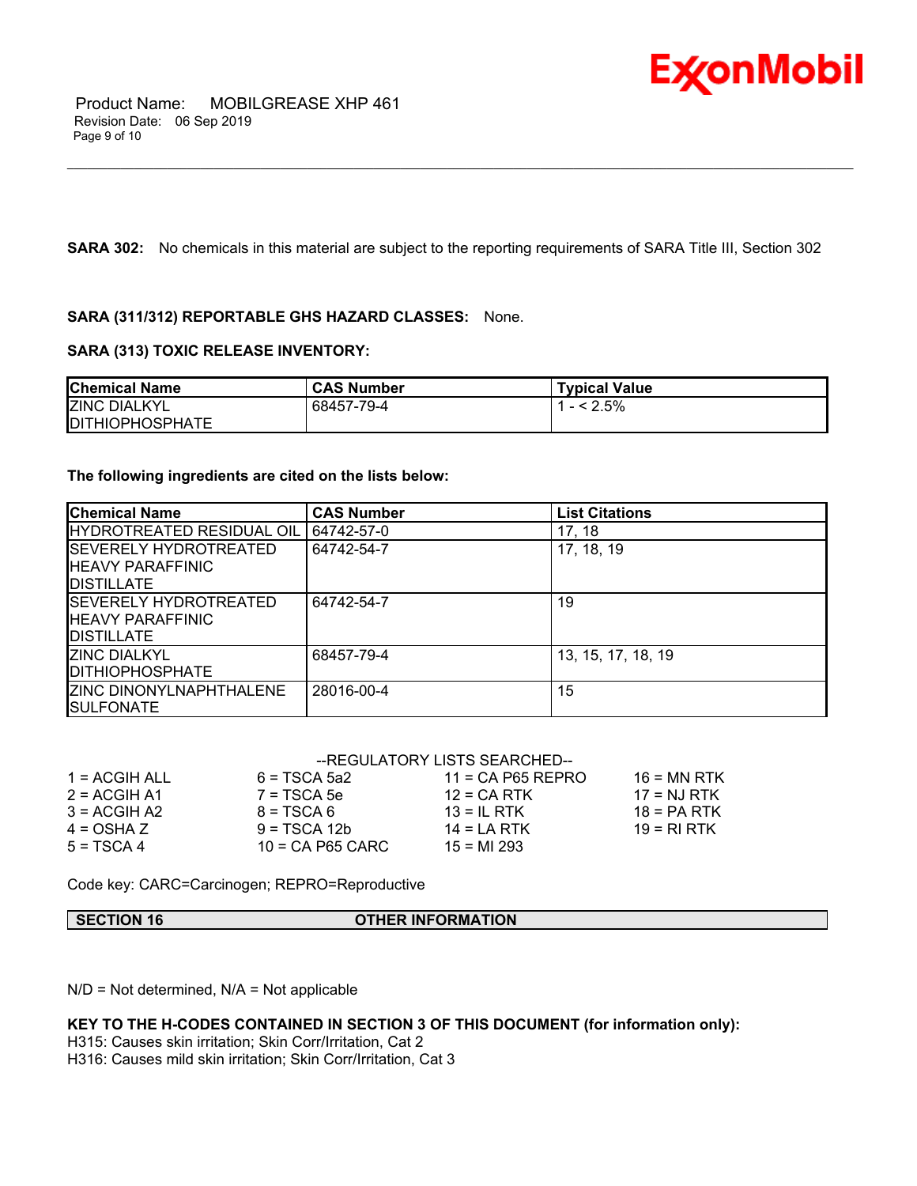**SARA 302:** No chemicals in this material are subject to the reporting requirements of SARA Title III, Section 302

**SARA (311/312) REPORTABLE GHS HAZARD CLASSES:** None.

**SARA (313) TOXIC RELEASE INVENTORY:**

| Chemical Name | CAS Number | Typical Value |
|---|---|---|
| ZINC DIALKYL DITHIOPHOSPHATE | 68457-79-4 | 1 - < 2.5% |

**The following ingredients are cited on the lists below:**

| Chemical Name | CAS Number | List Citations |
|---|---|---|
| HYDROTREATED RESIDUAL OIL | 64742-57-0 | 17, 18 |
| SEVERELY HYDROTREATED HEAVY PARAFFINIC DISTILLATE | 64742-54-7 | 17, 18, 19 |
| SEVERELY HYDROTREATED HEAVY PARAFFINIC DISTILLATE | 64742-54-7 | 19 |
| ZINC DIALKYL DITHIOPHOSPHATE | 68457-79-4 | 13, 15, 17, 18, 19 |
| ZINC DINONYLNAPHTHALENE SULFONATE | 28016-00-4 | 15 |

--REGULATORY LISTS SEARCHED--

| | | | |
|---|---|---|---|
| 1 = ACGIH ALL | 6 = TSCA 5a2 | 11 = CA P65 REPRO | 16 = MN RTK |
| 2 = ACGIH A1 | 7 = TSCA 5e | 12 = CA RTK | 17 = NJ RTK |
| 3 = ACGIH A2 | 8 = TSCA 6 | 13 = IL RTK | 18 = PA RTK |
| 4 = OSHA Z | 9 = TSCA 12b | 14 = LA RTK | 19 = RI RTK |
| 5 = TSCA 4 | 10 = CA P65 CARC | 15 = MI 293 | |

Code key: CARC=Carcinogen; REPRO=Reproductive

## SECTION 16 OTHER INFORMATION

N/D = Not determined, N/A = Not applicable

**KEY TO THE H-CODES CONTAINED IN SECTION 3 OF THIS DOCUMENT (for information only):**
H315: Causes skin irritation; Skin Corr/Irritation, Cat 2
H316: Causes mild skin irritation; Skin Corr/Irritation, Cat 3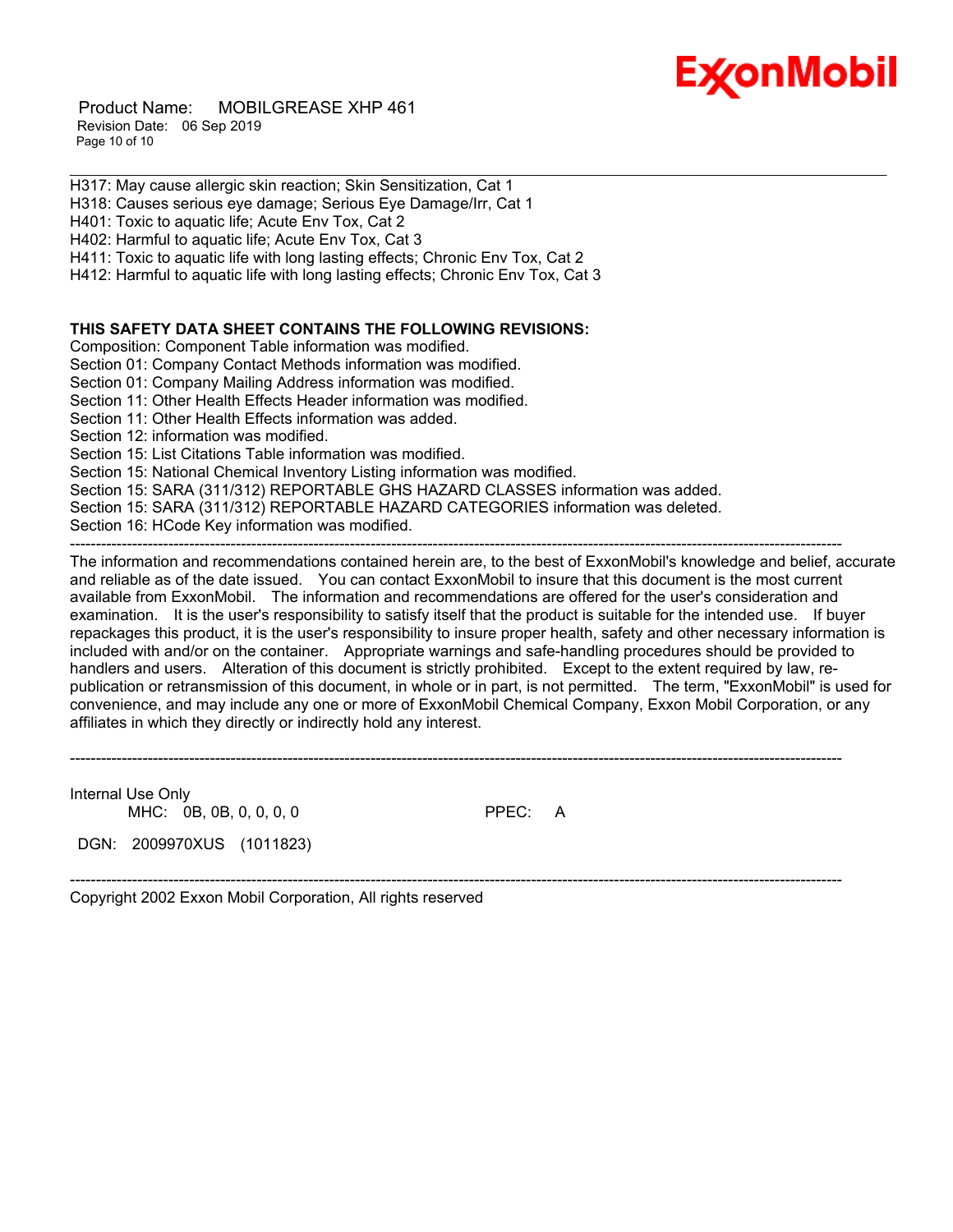H317: May cause allergic skin reaction; Skin Sensitization, Cat 1
H318: Causes serious eye damage; Serious Eye Damage/Irr, Cat 1
H401: Toxic to aquatic life; Acute Env Tox, Cat 2
H402: Harmful to aquatic life; Acute Env Tox, Cat 3
H411: Toxic to aquatic life with long lasting effects; Chronic Env Tox, Cat 2
H412: Harmful to aquatic life with long lasting effects; Chronic Env Tox, Cat 3

**THIS SAFETY DATA SHEET CONTAINS THE FOLLOWING REVISIONS:**

Composition: Component Table information was modified.
Section 01: Company Contact Methods information was modified.
Section 01: Company Mailing Address information was modified.
Section 11: Other Health Effects Header information was modified.
Section 11: Other Health Effects information was added.
Section 12: information was modified.
Section 15: List Citations Table information was modified.
Section 15: National Chemical Inventory Listing information was modified.
Section 15: SARA (311/312) REPORTABLE GHS HAZARD CLASSES information was added.
Section 15: SARA (311/312) REPORTABLE HAZARD CATEGORIES information was deleted.
Section 16: HCode Key information was modified.

-----------------------------------------------------------------------------------------------------------------------------------------------

The information and recommendations contained herein are, to the best of ExxonMobil's knowledge and belief, accurate and reliable as of the date issued. You can contact ExxonMobil to insure that this document is the most current available from ExxonMobil. The information and recommendations are offered for the user's consideration and examination. It is the user's responsibility to satisfy itself that the product is suitable for the intended use. If buyer repackages this product, it is the user's responsibility to insure proper health, safety and other necessary information is included with and/or on the container. Appropriate warnings and safe-handling procedures should be provided to handlers and users. Alteration of this document is strictly prohibited. Except to the extent required by law, re-publication or retransmission of this document, in whole or in part, is not permitted. The term, "ExxonMobil" is used for convenience, and may include any one or more of ExxonMobil Chemical Company, Exxon Mobil Corporation, or any affiliates in which they directly or indirectly hold any interest.

-----------------------------------------------------------------------------------------------------------------------------------------------

Internal Use Only
MHC: 0B, 0B, 0, 0, 0, 0 PPEC: A

DGN: 2009970XUS (1011823)

-----------------------------------------------------------------------------------------------------------------------------------------------

Copyright 2002 Exxon Mobil Corporation, All rights reserved